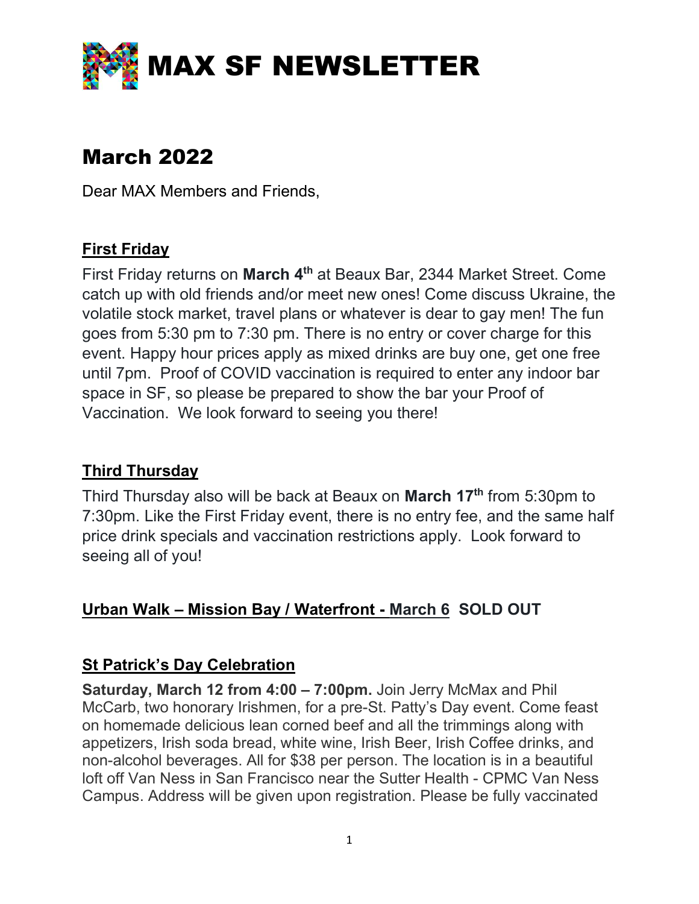# MAX SF NEWSLETTER

## March 2022

Dear MAX Members and Friends,

### First Friday

First Friday returns on **March 4th** at Beaux Bar, 2344 Market Street. Come catch up with old friends and/or meet new ones! Come discuss Ukraine, the volatile stock market, travel plans or whatever is dear to gay men! The fun goes from 5:30 pm to 7:30 pm. There is no entry or cover charge for this event. Happy hour prices apply as mixed drinks are buy one, get one free until 7pm. Proof of COVID vaccination is required to enter any indoor bar space in SF, so please be prepared to show the bar your Proof of Vaccination. We look forward to seeing you there!

### Third Thursday

Third Thursday also will be back at Beaux on **March 17th** from 5:30pm to 7:30pm. Like the First Friday event, there is no entry fee, and the same half price drink specials and vaccination restrictions apply. Look forward to seeing all of you!

### Urban Walk – Mission Bay / Waterfront - March 6 SOLD OUT

### St Patrick's Day Celebration

**Saturday, March 12 from 4:00 – 7:00pm.** Join Jerry McMax and Phil McCarb, two honorary Irishmen, for a pre-St. Patty's Day event. Come feast on homemade delicious lean corned beef and all the trimmings along with appetizers, Irish soda bread, white wine, Irish Beer, Irish Coffee drinks, and non-alcohol beverages. All for $38 per person. The location is in a beautiful loft off Van Ness in San Francisco near the Sutter Health - CPMC Van Ness Campus. Address will be given upon registration. Please be fully vaccinated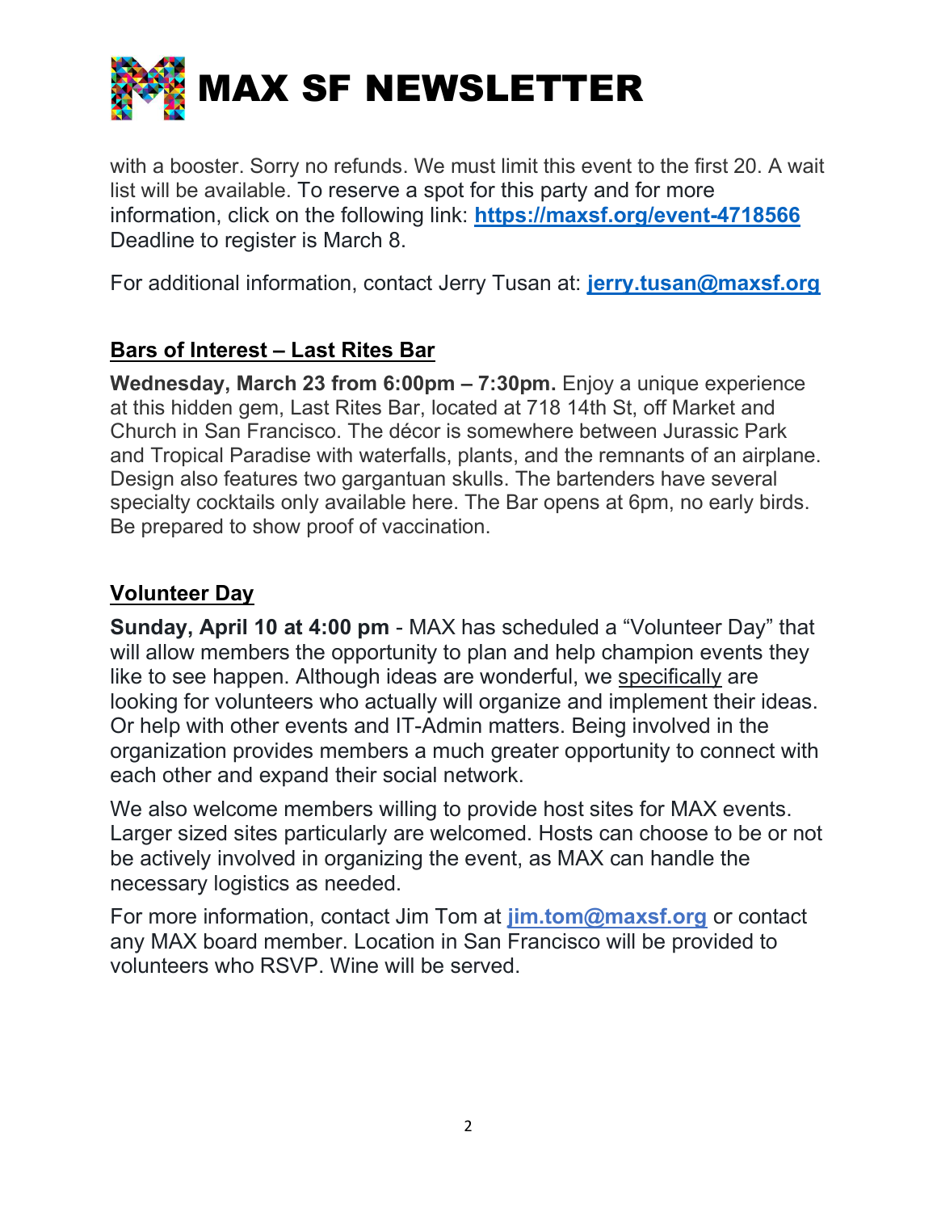with a booster. Sorry no refunds. We must limit this event to the first 20. A wait list will be available. To reserve a spot for this party and for more information, click on the following link: **https://maxsf.org/event-4718566** Deadline to register is March 8.

For additional information, contact Jerry Tusan at: **jerry.tusan@maxsf.org**

## Bars of Interest – Last Rites Bar

**Wednesday, March 23 from 6:00pm – 7:30pm.** Enjoy a unique experience at this hidden gem, Last Rites Bar, located at 718 14th St, off Market and Church in San Francisco. The décor is somewhere between Jurassic Park and Tropical Paradise with waterfalls, plants, and the remnants of an airplane. Design also features two gargantuan skulls. The bartenders have several specialty cocktails only available here. The Bar opens at 6pm, no early birds. Be prepared to show proof of vaccination.

## Volunteer Day

**Sunday, April 10 at 4:00 pm** - MAX has scheduled a "Volunteer Day" that will allow members the opportunity to plan and help champion events they like to see happen. Although ideas are wonderful, we specifically are looking for volunteers who actually will organize and implement their ideas. Or help with other events and IT-Admin matters. Being involved in the organization provides members a much greater opportunity to connect with each other and expand their social network.

We also welcome members willing to provide host sites for MAX events. Larger sized sites particularly are welcomed. Hosts can choose to be or not be actively involved in organizing the event, as MAX can handle the necessary logistics as needed.

For more information, contact Jim Tom at **jim.tom@maxsf.org** or contact any MAX board member. Location in San Francisco will be provided to volunteers who RSVP. Wine will be served.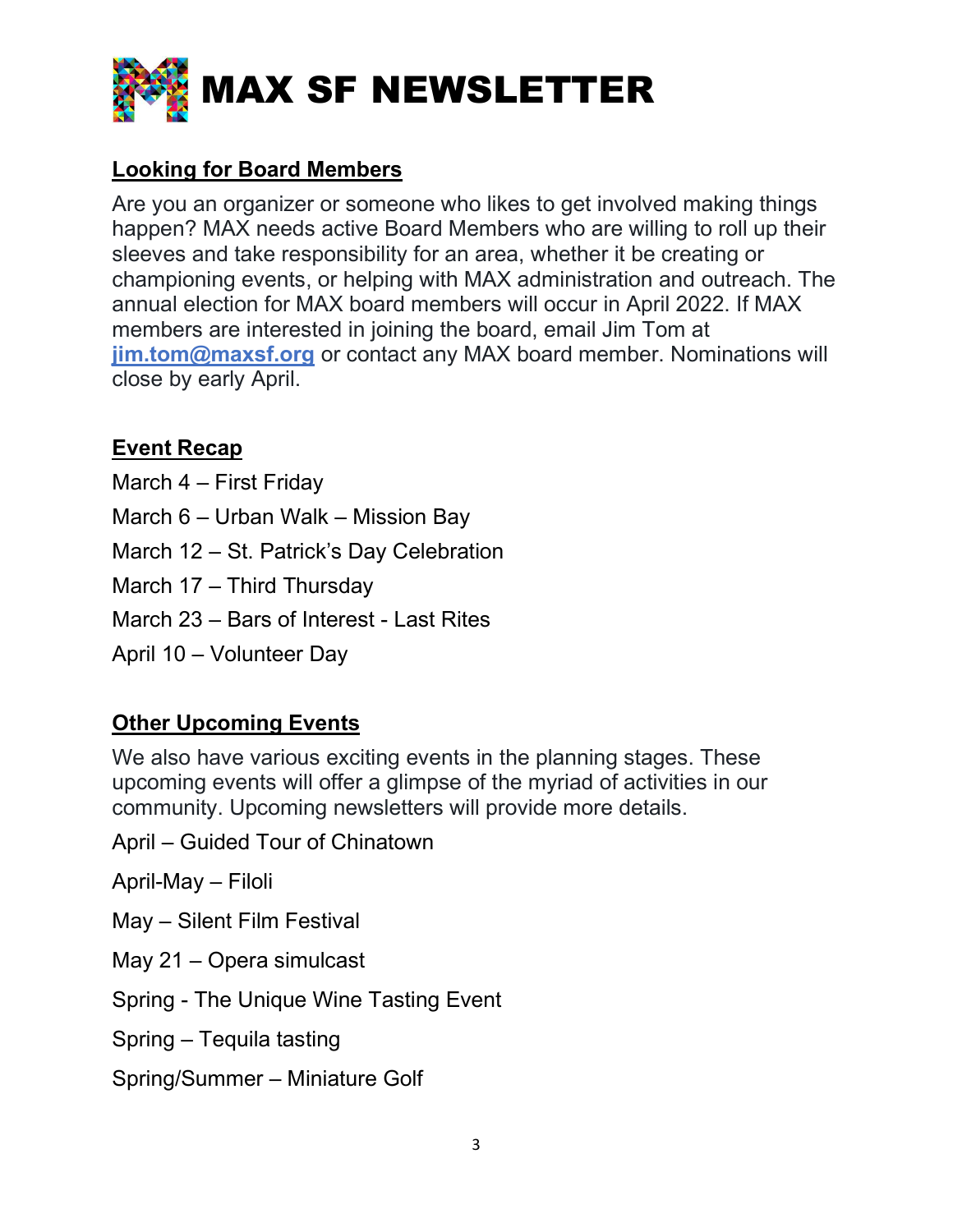# MAX SF NEWSLETTER

## Looking for Board Members

Are you an organizer or someone who likes to get involved making things happen? MAX needs active Board Members who are willing to roll up their sleeves and take responsibility for an area, whether it be creating or championing events, or helping with MAX administration and outreach. The annual election for MAX board members will occur in April 2022. If MAX members are interested in joining the board, email Jim Tom at **jim.tom@maxsf.org** or contact any MAX board member. Nominations will close by early April.

## Event Recap

March 4 – First Friday

March 6 – Urban Walk – Mission Bay

March 12 – St. Patrick's Day Celebration

March 17 – Third Thursday

March 23 – Bars of Interest - Last Rites

April 10 – Volunteer Day

## Other Upcoming Events

We also have various exciting events in the planning stages. These upcoming events will offer a glimpse of the myriad of activities in our community. Upcoming newsletters will provide more details.

April – Guided Tour of Chinatown

April-May – Filoli

May – Silent Film Festival

May 21 – Opera simulcast

Spring - The Unique Wine Tasting Event

Spring – Tequila tasting

Spring/Summer – Miniature Golf